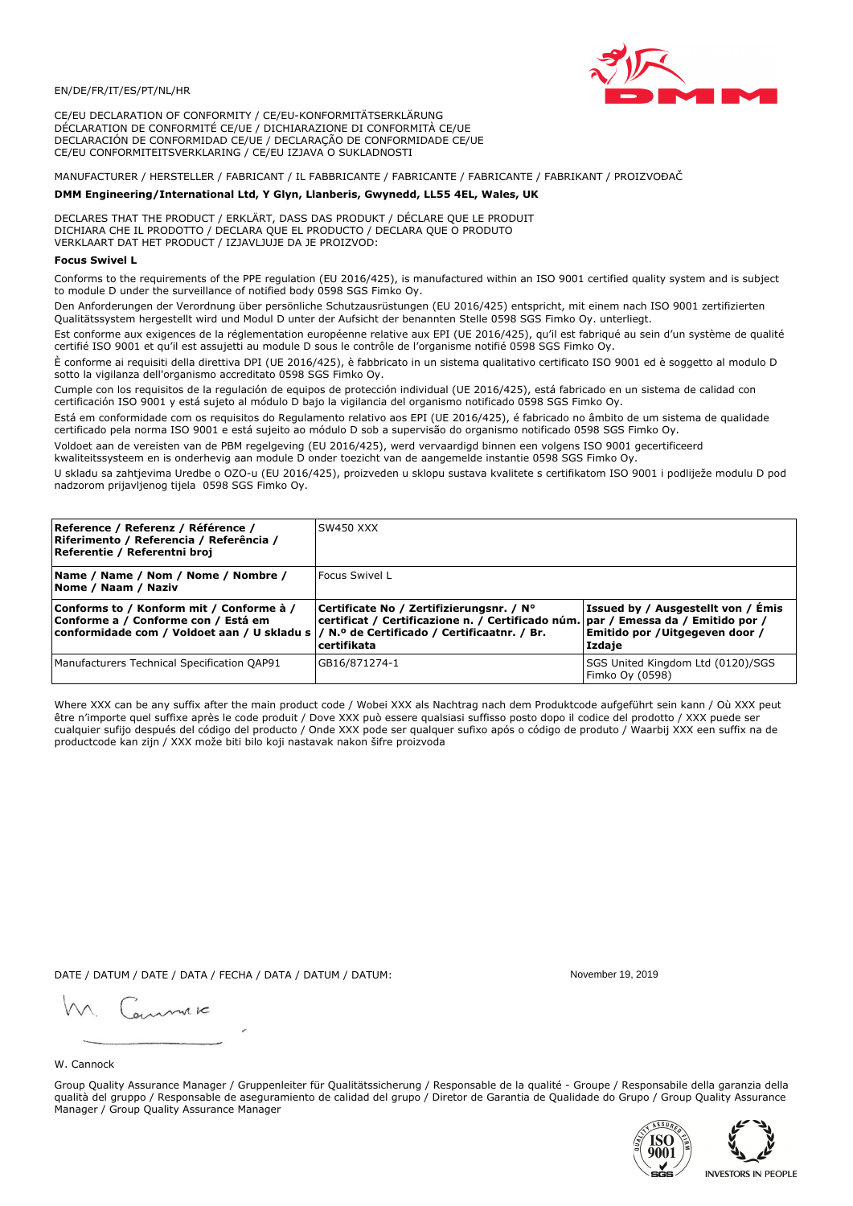EN/DE/FR/IT/ES/PT/NL/HR

CE/EU DECLARATION OF CONFORMITY / CE/EU-KONFORMITÄTSERKLÄRUNG
DÉCLARATION DE CONFORMITÉ CE/UE / DICHIARAZIONE DI CONFORMITÀ CE/UE
DECLARACIÓN DE CONFORMIDAD CE/UE / DECLARAÇÃO DE CONFORMIDADE CE/UE
CE/EU CONFORMITEITSVERKLARING / CE/EU IZJAVA O SUKLADNOSTI

MANUFACTURER / HERSTELLER / FABRICANT / IL FABBRICANTE / FABRICANTE / FABRICANTE / FABRIKANT / PROIZVOĐAČ

**DMM Engineering/International Ltd, Y Glyn, Llanberis, Gwynedd, LL55 4EL, Wales, UK**

DECLARES THAT THE PRODUCT / ERKLÄRT, DASS DAS PRODUKT / DÉCLARE QUE LE PRODUIT
DICHIARA CHE IL PRODOTTO / DECLARA QUE EL PRODUCTO / DECLARA QUE O PRODUTO
VERKLAART DAT HET PRODUCT / IZJAVLJUJE DA JE PROIZVOD:

**Focus Swivel L**

Conforms to the requirements of the PPE regulation (EU 2016/425), is manufactured within an ISO 9001 certified quality system and is subject to module D under the surveillance of notified body 0598 SGS Fimko Oy.

Den Anforderungen der Verordnung über persönliche Schutzausrüstungen (EU 2016/425) entspricht, mit einem nach ISO 9001 zertifizierten Qualitätssystem hergestellt wird und Modul D unter der Aufsicht der benannten Stelle 0598 SGS Fimko Oy. unterliegt.

Est conforme aux exigences de la réglementation européenne relative aux EPI (UE 2016/425), qu'il est fabriqué au sein d'un système de qualité certifié ISO 9001 et qu'il est assujetti au module D sous le contrôle de l'organisme notifié 0598 SGS Fimko Oy.

È conforme ai requisiti della direttiva DPI (UE 2016/425), è fabbricato in un sistema qualitativo certificato ISO 9001 ed è soggetto al modulo D sotto la vigilanza dell'organismo accreditato 0598 SGS Fimko Oy.

Cumple con los requisitos de la regulación de equipos de protección individual (UE 2016/425), está fabricado en un sistema de calidad con certificación ISO 9001 y está sujeto al módulo D bajo la vigilancia del organismo notificado 0598 SGS Fimko Oy.

Está em conformidade com os requisitos do Regulamento relativo aos EPI (UE 2016/425), é fabricado no âmbito de um sistema de qualidade certificado pela norma ISO 9001 e está sujeito ao módulo D sob a supervisão do organismo notificado 0598 SGS Fimko Oy.

Voldoet aan de vereisten van de PBM regelgeving (EU 2016/425), werd vervaardigd binnen een volgens ISO 9001 gecertificeerd kwaliteitssysteem en is onderhevig aan module D onder toezicht van de aangemelde instantie 0598 SGS Fimko Oy.

U skladu sa zahtjevima Uredbe o OZO-u (EU 2016/425), proizveden u sklopu sustava kvalitete s certifikatom ISO 9001 i podliježe modulu D pod nadzorom prijavljenog tijela 0598 SGS Fimko Oy.

| **Reference / Referenz / Référence / Riferimento / Referencia / Referência / Referentie / Referentni broj** | SW450 XXX | |
|---|---|---|
| **Name / Name / Nom / Nome / Nombre / Nome / Naam / Naziv** | Focus Swivel L | |
| **Conforms to / Konform mit / Conforme à / Conforme a / Conforme con / Está em conformidade com / Voldoet aan / U skladu s** | **Certificate No / Zertifizierungsnr. / N° certificat / Certificazione n. / Certificado núm. / N.º de Certificado / Certificaatnr. / Br. certifikata** | **Issued by / Ausgestellt von / Émis par / Emessa da / Emitido por / Emitido por / Uitgegeven door / Izdaje** |
| Manufacturers Technical Specification QAP91 | GB16/871274-1 | SGS United Kingdom Ltd (0120)/SGS Fimko Oy (0598) |

Where XXX can be any suffix after the main product code / Wobei XXX als Nachtrag nach dem Produktcode aufgeführt sein kann / Où XXX peut être n'importe quel suffixe après le code produit / Dove XXX può essere qualsiasi suffisso posto dopo il codice del prodotto / XXX puede ser cualquier sufijo después del código del producto / Onde XXX pode ser qualquer sufixo após o código de produto / Waarbij XXX een suffix na de productcode kan zijn / XXX može biti bilo koji nastavak nakon šifre proizvoda

DATE / DATUM / DATE / DATA / FECHA / DATA / DATUM / DATUM: November 19, 2019

W. Cannock

Group Quality Assurance Manager / Gruppenleiter für Qualitätssicherung / Responsable de la qualité - Groupe / Responsabile della garanzia della qualità del gruppo / Responsable de aseguramiento de calidad del grupo / Diretor de Garantia de Qualidade do Grupo / Group Quality Assurance Manager / Group Quality Assurance Manager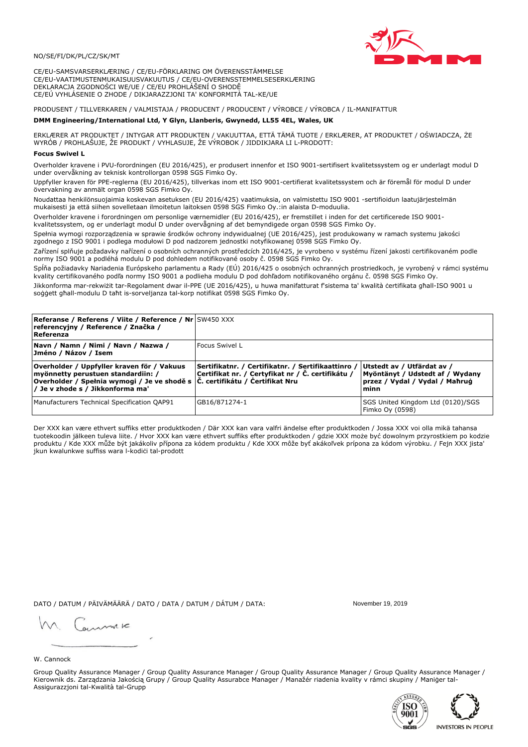NO/SE/FI/DK/PL/CZ/SK/MT

CE/EU-SAMSVARSERKLÆRING / CE/EU-FÖRKLARING OM ÖVERENSSTÄMMELSE
CE/EU-VAATIMUSTENMUKAISUUSVAKUUTUS / CE/EU-OVERENSSTEMMELSESERKLÆRING
DEKLARACJA ZGODNOŚCI WE/UE / CE/EU PROHLÁŠENÍ O SHODĚ
CE/EÚ VYHLÁSENIE O ZHODE / DIKJARAZZJONI TA' KONFORMITÀ TAL-KE/UE

PRODUSENT / TILLVERKAREN / VALMISTAJA / PRODUCENT / PRODUCENT / VÝROBCE / VÝROBCA / IL-MANIFATTUR

**DMM Engineering/International Ltd, Y Glyn, Llanberis, Gwynedd, LL55 4EL, Wales, UK**

ERKLÆRER AT PRODUKTET / INTYGAR ATT PRODUKTEN / VAKUUTTAA, ETTÄ TÄMÄ TUOTE / ERKLÆRER, AT PRODUKTET / OŚWIADCZA, ŻE WYRÓB / PROHLAŠUJE, ŽE PRODUKT / VYHLASUJE, ŽE VÝROBOK / JIDDIKJARA LI L-PRODOTT:

**Focus Swivel L**

Overholder kravene i PVU-forordningen (EU 2016/425), er produsert innenfor et ISO 9001-sertifisert kvalitetssystem og er underlagt modul D under overvåkning av teknisk kontrollorgan 0598 SGS Fimko Oy.

Uppfyller kraven för PPE-reglerna (EU 2016/425), tillverkas inom ett ISO 9001-certifierat kvalitetssystem och är föremål för modul D under övervakning av anmält organ 0598 SGS Fimko Oy.

Noudattaa henkilönsuojaimia koskevan asetuksen (EU 2016/425) vaatimuksia, on valmistettu ISO 9001 -sertifioidun laatujärjestelmän mukaisesti ja että siihen sovelletaan ilmoitetun laitoksen 0598 SGS Fimko Oy.:in alaista D-moduulia.

Overholder kravene i forordningen om personlige værnemidler (EU 2016/425), er fremstillet i inden for det certificerede ISO 9001-kvalitetssystem, og er underlagt modul D under overvågning af det bemyndigede organ 0598 SGS Fimko Oy.

Spełnia wymogi rozporządzenia w sprawie środków ochrony indywidualnej (UE 2016/425), jest produkowany w ramach systemu jakości zgodnego z ISO 9001 i podlega modułowi D pod nadzorem jednostki notyfikowanej 0598 SGS Fimko Oy.

Zařízení splňuje požadavky nařízení o osobních ochranných prostředcích 2016/425, je vyrobeno v systému řízení jakosti certifikovaném podle normy ISO 9001 a podléhá modulu D pod dohledem notifikované osoby č. 0598 SGS Fimko Oy.

Spĺňa požiadavky Nariadenia Európskeho parlamentu a Rady (EÚ) 2016/425 o osobných ochranných prostriedkoch, je vyrobený v rámci systému kvality certifikovaného podľa normy ISO 9001 a podlieha modulu D pod dohľadom notifikovaného orgánu č. 0598 SGS Fimko Oy.

Jikkonforma mar-rekwiżit tar-Regolament dwar il-PPE (UE 2016/425), u huwa manifatturat f'sistema ta' kwalità ċertifikata għall-ISO 9001 u soġġett għall-modulu D taħt is-sorveljanza tal-korp notifikat 0598 SGS Fimko Oy.

| **Referanse / Referens / Viite / Reference / Nr referencyjny / Reference / Značka / Referenza** | SW450 XXX | |
|---|---|---|
| **Navn / Namn / Nimi / Navn / Nazwa / Jméno / Názov / Isem** | Focus Swivel L | |
| **Overholder / Uppfyller kraven för / Vakuus myönnetty perustuen standardiin: / Overholder / Spełnia wymogi / Je ve shodě s / Je v zhode s / Jikkonforma ma'** | **Sertifikatnr. / Certifikatnr. / Sertifikaattinro / Certifikat nr. / Certyfikat nr / Č. certifikátu / Č. certifikátu / Ċertifikat Nru** | **Utstedt av / Utfärdat av / Myöntänyt / Udstedt af / Wydany przez / Vydal / Vydal / Maħruġ minn** |
| Manufacturers Technical Specification QAP91 | GB16/871274-1 | SGS United Kingdom Ltd (0120)/SGS Fimko Oy (0598) |

Der XXX kan være ethvert suffiks etter produktkoden / Där XXX kan vara valfri ändelse efter produktkoden / Jossa XXX voi olla mikä tahansa tuotekoodin jälkeen tuleva liite. / Hvor XXX kan være ethvert suffiks efter produktkoden / gdzie XXX może być dowolnym przyrostkiem po kodzie produktu / Kde XXX může být jakákoliv přípona za kódem produktu / Kde XXX môže byť akákoľvek prípona za kódom výrobku. / Fejn XXX jista' jkun kwalunkwe suffiss wara l-kodiċi tal-prodott

DATO / DATUM / PÄIVÄMÄÄRÄ / DATO / DATA / DATUM / DÁTUM / DATA: November 19, 2019

W. Cannock

Group Quality Assurance Manager / Group Quality Assurance Manager / Group Quality Assurance Manager / Group Quality Assurance Manager / Kierownik ds. Zarządzania Jakością Grupy / Group Quality Assurabce Manager / Manažér riadenia kvality v rámci skupiny / Maniġer tal-Assigurazzjoni tal-Kwalità tal-Grupp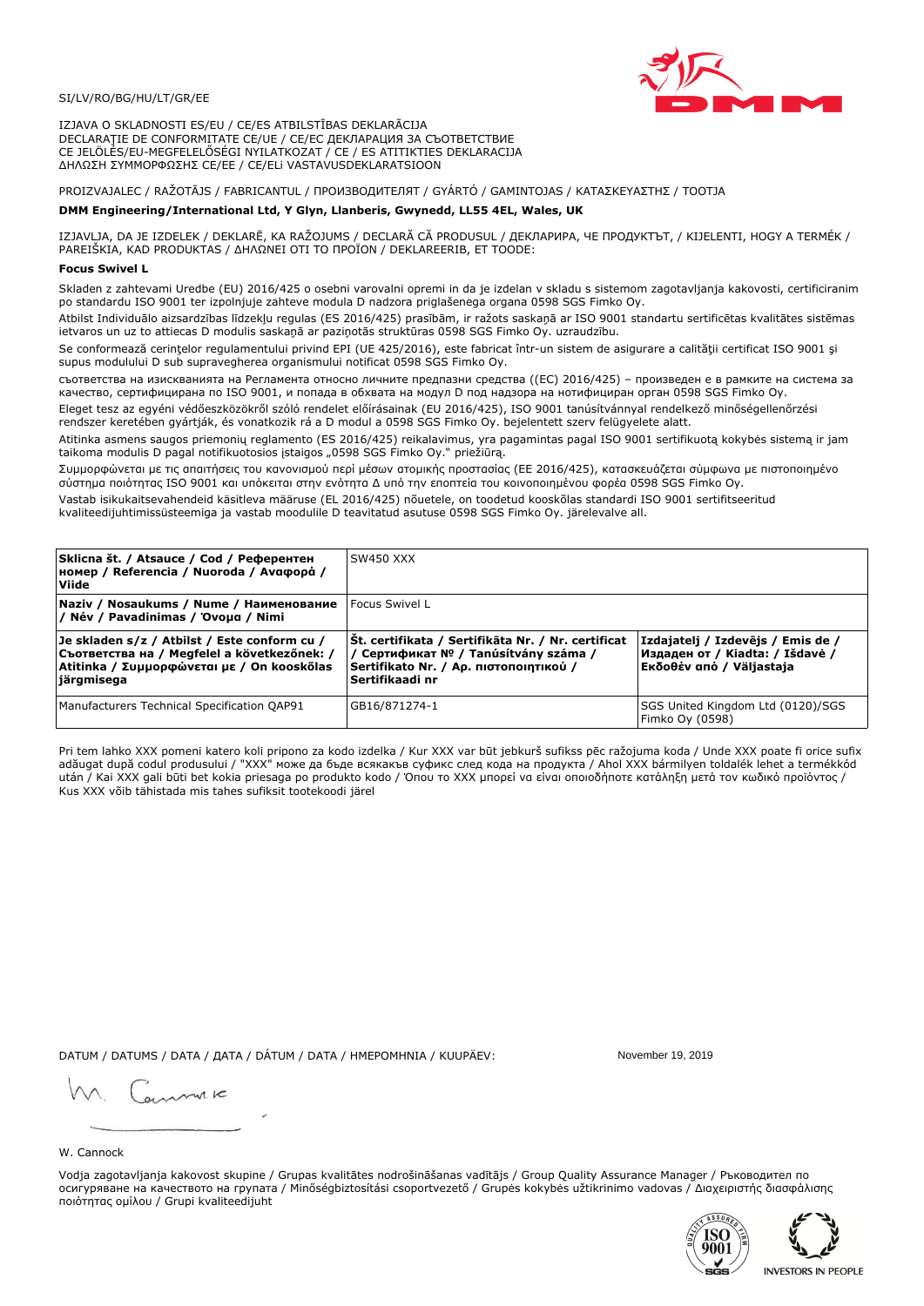SI/LV/RO/BG/HU/LT/GR/EE

IZJAVA O SKLADNOSTI ES/EU / CE/ES ATBILSTĪBAS DEKLARĀCIJA
DECLARAȚIE DE CONFORMITATE CE/UE / CE/ЕС ДЕКЛАРАЦИЯ ЗА СЪОТВЕТСТВИЕ
CE JELÖLÉS/EU-MEGFELELŐSÉGI NYILATKOZAT / CE / ES ATITIKTIES DEKLARACIJA
ΔΗΛΩΣΗ ΣΥΜΜΟΡΦΩΣΗΣ CE/EE / CE/ELi VASTAVUSDEKLARATSIOON

PROIZVAJALEC / RAŽOTĀJS / FABRICANTUL / ПРОИЗВОДИТЕЛЯТ / GYÁRTÓ / GAMINTOJAS / ΚΑΤΑΣΚΕΥΑΣΤΗΣ / TOOTJA

**DMM Engineering/International Ltd, Y Glyn, Llanberis, Gwynedd, LL55 4EL, Wales, UK**

IZJAVLJA, DA JE IZDELEK / DEKLARĒ, KA RAŽOJUMS / DECLARĂ CĂ PRODUSUL / ДЕКЛАРИРА, ЧЕ ПРОДУКТЪТ, / KIJELENTI, HOGY A TERMÉK / PAREIŠKIA, KAD PRODUKTAS / ΔΗΛΩΝΕΙ ΟΤΙ ΤΟ ΠΡΟΪΟΝ / DEKLAREERIB, ET TOODE:

**Focus Swivel L**

Skladen z zahtevami Uredbe (EU) 2016/425 o osebni varovalni opremi in da je izdelan v skladu s sistemom zagotavljanja kakovosti, certificiranim po standardu ISO 9001 ter izpolnjuje zahteve modula D nadzora priglašenega organa 0598 SGS Fimko Oy.

Atbilst Individuālo aizsardzības līdzekļu regulas (ES 2016/425) prasībām, ir ražots saskaņā ar ISO 9001 standartu sertificētas kvalitātes sistēmas ietvaros un uz to attiecas D modulis saskaņā ar paziņotās struktūras 0598 SGS Fimko Oy. uzraudzību.

Se conformează cerințelor regulamentului privind EPI (UE 425/2016), este fabricat într-un sistem de asigurare a calității certificat ISO 9001 și supus modulului D sub supravegherea organismului notificat 0598 SGS Fimko Oy.

съответства на изискванията на Регламента относно личните предпазни средства ((ЕС) 2016/425) – произведен е в рамките на система за качество, сертифицирана по ISO 9001, и попада в обхвата на модул D под надзора на нотифициран орган 0598 SGS Fimko Oy.

Eleget tesz az egyéni védőeszközökről szóló rendelet előírásainak (EU 2016/425), ISO 9001 tanúsítvánnyal rendelkező minőségellenőrzési rendszer keretében gyártják, és vonatkozik rá a D modul a 0598 SGS Fimko Oy. bejelentett szerv felügyelete alatt.

Atitinka asmens saugos priemonių reglamento (ES 2016/425) reikalavimus, yra pagamintas pagal ISO 9001 sertifikuotą kokybės sistemą ir jam taikoma modulis D pagal notifikuotosios įstaigos „0598 SGS Fimko Oy." priežiūrą.

Συμμορφώνεται με τις απαιτήσεις του κανονισμού περί μέσων ατομικής προστασίας (ΕΕ 2016/425), κατασκευάζεται σύμφωνα με πιστοποιημένο σύστημα ποιότητας ISO 9001 και υπόκειται στην ενότητα Δ υπό την εποπτεία του κοινοποιημένου φορέα 0598 SGS Fimko Oy.

Vastab isikukaitsevahendeid käsitleva määruse (EL 2016/425) nõuetele, on toodetud kooskõlas standardi ISO 9001 sertifitseeritud kvaliteedijuhtimissüsteemiga ja vastab moodulile D teavitatud asutuse 0598 SGS Fimko Oy. järelevalve all.

| | | |
|---|---|---|
| **Sklicna št. / Atsauce / Cod / Референтен номер / Referencia / Nuoroda / Αναφορά / Viide** | SW450 XXX | |
| **Naziv / Nosaukums / Nume / Наименование / Név / Pavadinimas / Όνομα / Nimi** | Focus Swivel L | |
| **Je skladen s/z / Atbilst / Este conform cu / Съответства на / Megfelel a következőnek: / Atitinka / Συμμορφώνεται με / On kooskõlas järgmisega** | **Št. certifikata / Sertifikāta Nr. / Nr. certificat / Сертификат № / Tanúsítvány száma / Sertifikato Nr. / Αρ. πιστοποιητικού / Sertifikaadi nr** | **Izdajatelj / Izdevējs / Emis de / Издаден от / Kiadta: / Išdavė / Εκδοθέν από / Väljastaja** |
| Manufacturers Technical Specification QAP91 | GB16/871274-1 | SGS United Kingdom Ltd (0120)/SGS Fimko Oy (0598) |

Pri tem lahko XXX pomeni katero koli pripono za kodo izdelka / Kur XXX var būt jebkurš sufikss pēc ražojuma koda / Unde XXX poate fi orice sufix adăugat după codul produsului / "XXX" може да бъде всякакъв суфикс след кода на продукта / Ahol XXX bármilyen toldalék lehet a termékkód után / Kai XXX gali būti bet kokia priesaga po produkto kodo / Όπου το XXX μπορεί να είναι οποιοδήποτε κατάληξη μετά τον κωδικό προϊόντος / Kus XXX võib tähistada mis tahes sufiksit tootekoodi järel

DATUM / DATUMS / DATA / ДАТА / DÁTUM / DATA / ΗΜΕΡΟΜΗΝΙΑ / KUUPÄEV: November 19, 2019

W. Cannock

Vodja zagotavljanja kakovost skupine / Grupas kvalitātes nodrošināšanas vadītājs / Group Quality Assurance Manager / Ръководител по осигуряване на качеството на групата / Minőségbiztosítási csoportvezető / Grupės kokybės užtikrinimo vadovas / Διαχειριστής διασφάλισης ποιότητας ομίλου / Grupi kvaliteedijuht